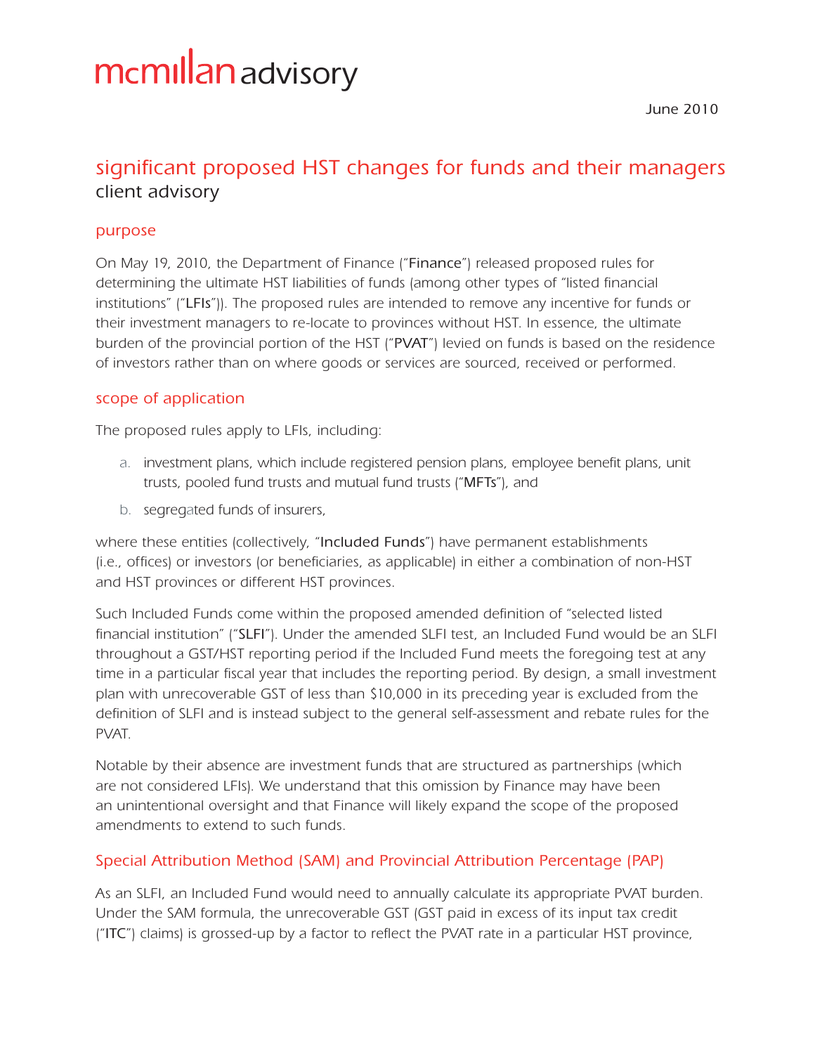# mcmillan advisory

June 2010

## significant proposed HST changes for funds and their managers

client advisory

### purpose

On May 19, 2010, the Department of Finance ("**Finance**") released proposed rules for determining the ultimate HST liabilities of funds (among other types of "listed financial institutions" ("**LFIs**")). The proposed rules are intended to remove any incentive for funds or their investment managers to re-locate to provinces without HST. In essence, the ultimate burden of the provincial portion of the HST ("**PVAT**") levied on funds is based on the residence of investors rather than on where goods or services are sourced, received or performed.

### scope of application

The proposed rules apply to LFIs, including:

a. investment plans, which include registered pension plans, employee benefit plans, unit trusts, pooled fund trusts and mutual fund trusts ("**MFTs**"), and

b. segregated funds of insurers,

where these entities (collectively, "**Included Funds**") have permanent establishments (i.e., offices) or investors (or beneficiaries, as applicable) in either a combination of non-HST and HST provinces or different HST provinces.

Such Included Funds come within the proposed amended definition of "selected listed financial institution" ("**SLFI**"). Under the amended SLFI test, an Included Fund would be an SLFI throughout a GST/HST reporting period if the Included Fund meets the foregoing test at any time in a particular fiscal year that includes the reporting period. By design, a small investment plan with unrecoverable GST of less than $10,000 in its preceding year is excluded from the definition of SLFI and is instead subject to the general self-assessment and rebate rules for the PVAT.

Notable by their absence are investment funds that are structured as partnerships (which are not considered LFIs). We understand that this omission by Finance may have been an unintentional oversight and that Finance will likely expand the scope of the proposed amendments to extend to such funds.

### Special Attribution Method (SAM) and Provincial Attribution Percentage (PAP)

As an SLFI, an Included Fund would need to annually calculate its appropriate PVAT burden. Under the SAM formula, the unrecoverable GST (GST paid in excess of its input tax credit ("**ITC**") claims) is grossed-up by a factor to reflect the PVAT rate in a particular HST province,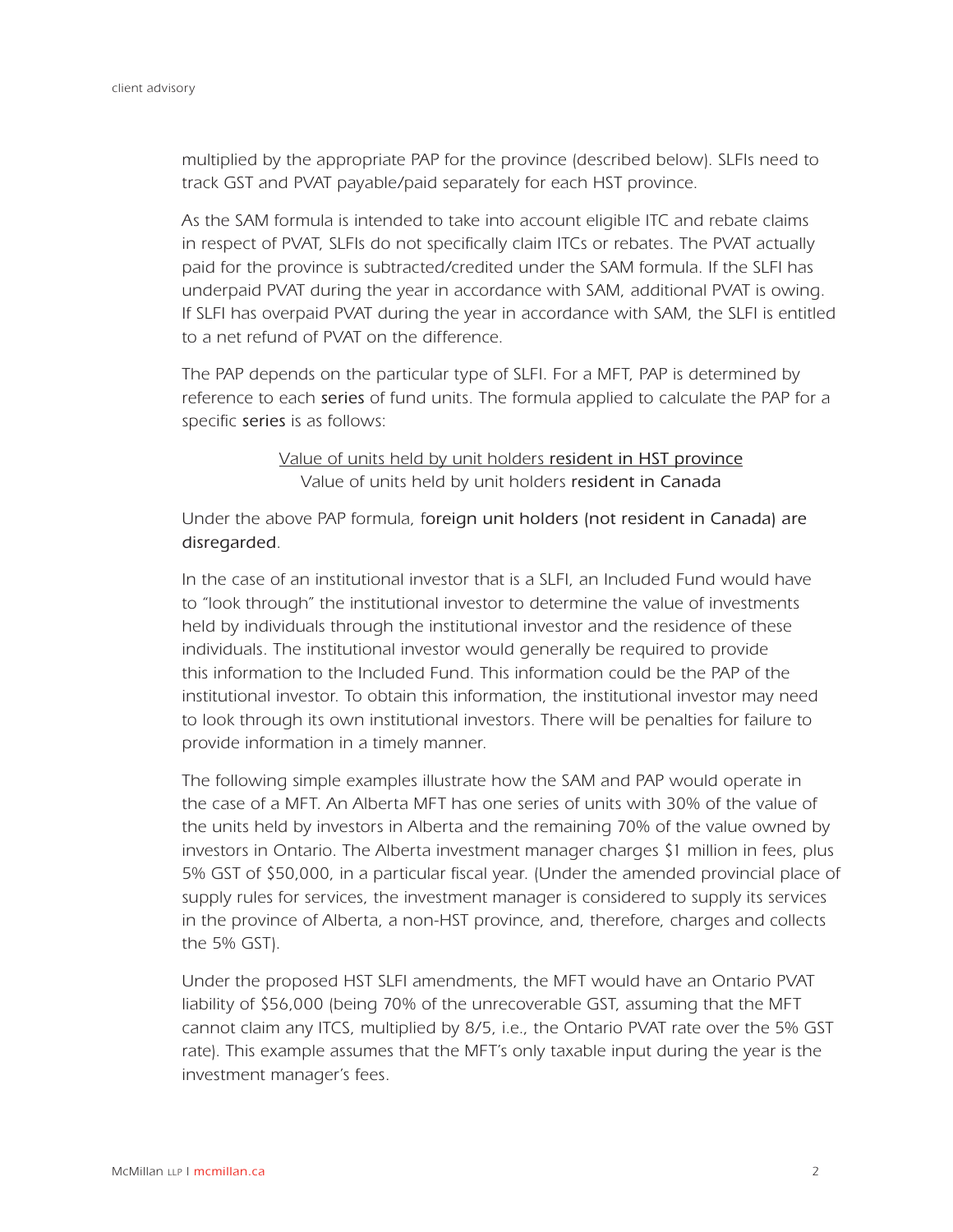multiplied by the appropriate PAP for the province (described below). SLFIs need to track GST and PVAT payable/paid separately for each HST province.

As the SAM formula is intended to take into account eligible ITC and rebate claims in respect of PVAT, SLFIs do not specifically claim ITCs or rebates. The PVAT actually paid for the province is subtracted/credited under the SAM formula. If the SLFI has underpaid PVAT during the year in accordance with SAM, additional PVAT is owing. If SLFI has overpaid PVAT during the year in accordance with SAM, the SLFI is entitled to a net refund of PVAT on the difference.

The PAP depends on the particular type of SLFI. For a MFT, PAP is determined by reference to each series of fund units. The formula applied to calculate the PAP for a specific series is as follows:

$$\frac{\text{Value of units held by unit holders resident in HST province}}{\text{Value of units held by unit holders resident in Canada}}$$

Under the above PAP formula, foreign unit holders (not resident in Canada) are disregarded.

In the case of an institutional investor that is a SLFI, an Included Fund would have to "look through" the institutional investor to determine the value of investments held by individuals through the institutional investor and the residence of these individuals. The institutional investor would generally be required to provide this information to the Included Fund. This information could be the PAP of the institutional investor. To obtain this information, the institutional investor may need to look through its own institutional investors. There will be penalties for failure to provide information in a timely manner.

The following simple examples illustrate how the SAM and PAP would operate in the case of a MFT. An Alberta MFT has one series of units with 30% of the value of the units held by investors in Alberta and the remaining 70% of the value owned by investors in Ontario. The Alberta investment manager charges $1 million in fees, plus 5% GST of $50,000, in a particular fiscal year. (Under the amended provincial place of supply rules for services, the investment manager is considered to supply its services in the province of Alberta, a non-HST province, and, therefore, charges and collects the 5% GST).

Under the proposed HST SLFI amendments, the MFT would have an Ontario PVAT liability of $56,000 (being 70% of the unrecoverable GST, assuming that the MFT cannot claim any ITCS, multiplied by 8/5, i.e., the Ontario PVAT rate over the 5% GST rate). This example assumes that the MFT's only taxable input during the year is the investment manager's fees.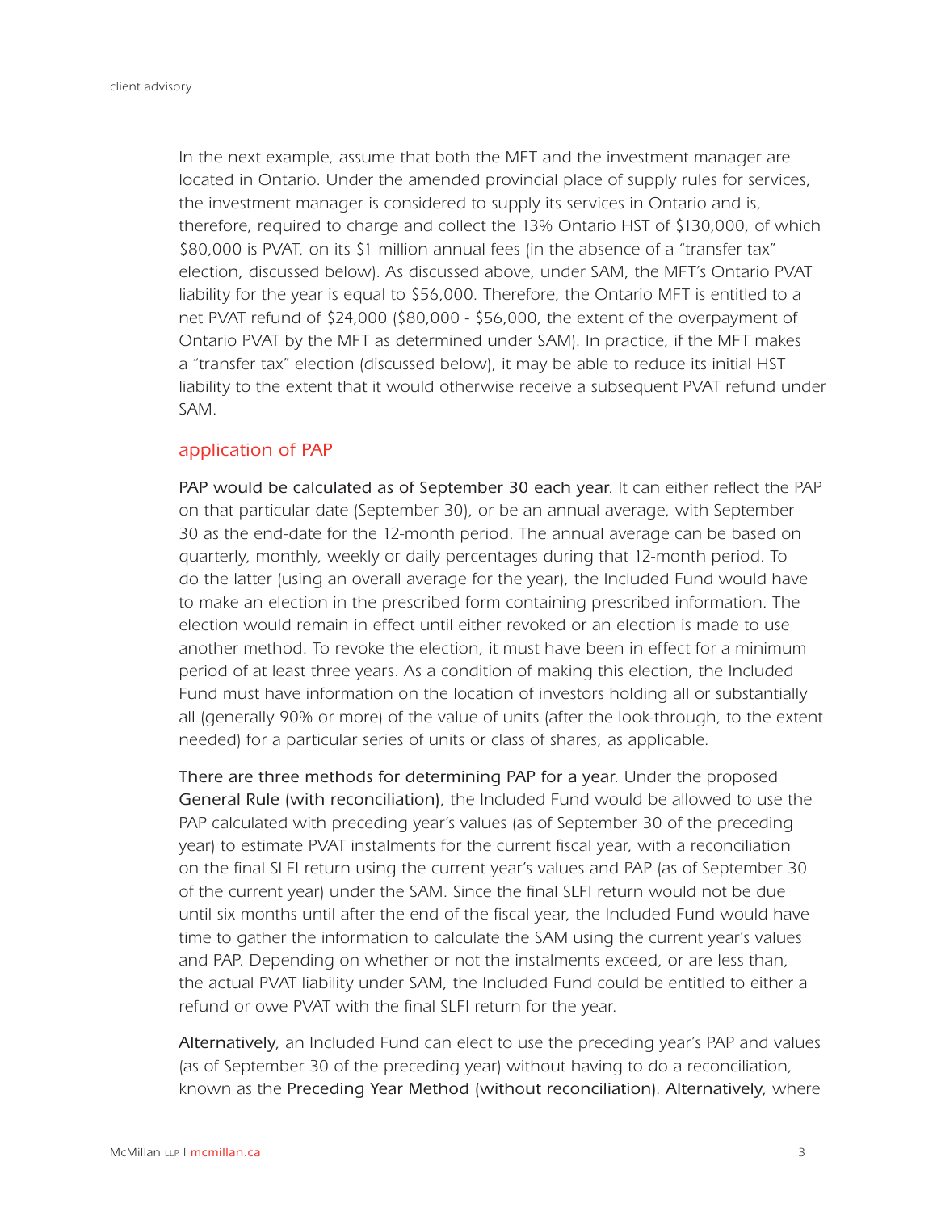In the next example, assume that both the MFT and the investment manager are located in Ontario. Under the amended provincial place of supply rules for services, the investment manager is considered to supply its services in Ontario and is, therefore, required to charge and collect the 13% Ontario HST of $130,000, of which $80,000 is PVAT, on its $1 million annual fees (in the absence of a "transfer tax" election, discussed below). As discussed above, under SAM, the MFT's Ontario PVAT liability for the year is equal to $56,000. Therefore, the Ontario MFT is entitled to a net PVAT refund of $24,000 ($80,000 - $56,000, the extent of the overpayment of Ontario PVAT by the MFT as determined under SAM). In practice, if the MFT makes a "transfer tax" election (discussed below), it may be able to reduce its initial HST liability to the extent that it would otherwise receive a subsequent PVAT refund under SAM.

## application of PAP

PAP would be calculated as of September 30 each year. It can either reflect the PAP on that particular date (September 30), or be an annual average, with September 30 as the end-date for the 12-month period. The annual average can be based on quarterly, monthly, weekly or daily percentages during that 12-month period. To do the latter (using an overall average for the year), the Included Fund would have to make an election in the prescribed form containing prescribed information. The election would remain in effect until either revoked or an election is made to use another method. To revoke the election, it must have been in effect for a minimum period of at least three years. As a condition of making this election, the Included Fund must have information on the location of investors holding all or substantially all (generally 90% or more) of the value of units (after the look-through, to the extent needed) for a particular series of units or class of shares, as applicable.

There are three methods for determining PAP for a year. Under the proposed General Rule (with reconciliation), the Included Fund would be allowed to use the PAP calculated with preceding year's values (as of September 30 of the preceding year) to estimate PVAT instalments for the current fiscal year, with a reconciliation on the final SLFI return using the current year's values and PAP (as of September 30 of the current year) under the SAM. Since the final SLFI return would not be due until six months until after the end of the fiscal year, the Included Fund would have time to gather the information to calculate the SAM using the current year's values and PAP. Depending on whether or not the instalments exceed, or are less than, the actual PVAT liability under SAM, the Included Fund could be entitled to either a refund or owe PVAT with the final SLFI return for the year.

Alternatively, an Included Fund can elect to use the preceding year's PAP and values (as of September 30 of the preceding year) without having to do a reconciliation, known as the Preceding Year Method (without reconciliation). Alternatively, where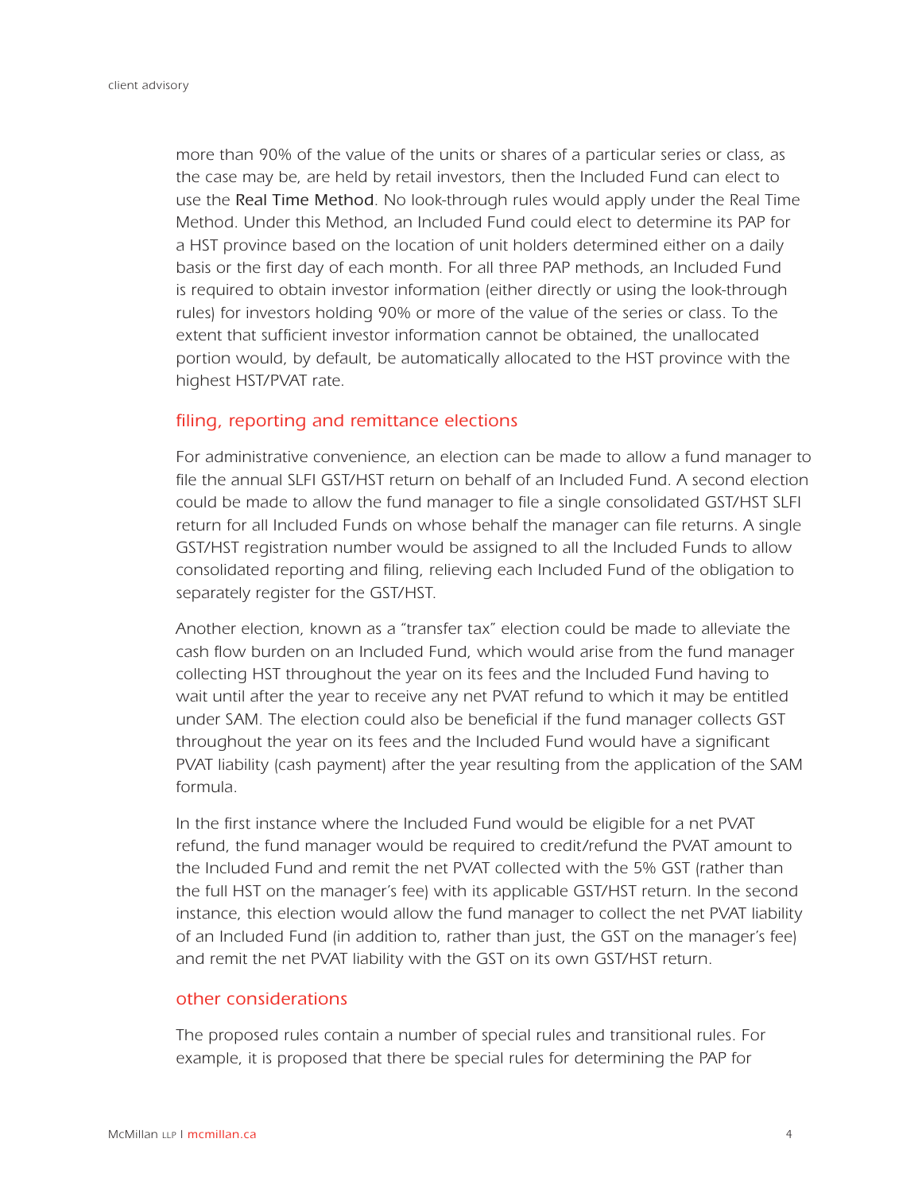more than 90% of the value of the units or shares of a particular series or class, as the case may be, are held by retail investors, then the Included Fund can elect to use the Real Time Method. No look-through rules would apply under the Real Time Method. Under this Method, an Included Fund could elect to determine its PAP for a HST province based on the location of unit holders determined either on a daily basis or the first day of each month. For all three PAP methods, an Included Fund is required to obtain investor information (either directly or using the look-through rules) for investors holding 90% or more of the value of the series or class. To the extent that sufficient investor information cannot be obtained, the unallocated portion would, by default, be automatically allocated to the HST province with the highest HST/PVAT rate.

## filing, reporting and remittance elections

For administrative convenience, an election can be made to allow a fund manager to file the annual SLFI GST/HST return on behalf of an Included Fund. A second election could be made to allow the fund manager to file a single consolidated GST/HST SLFI return for all Included Funds on whose behalf the manager can file returns. A single GST/HST registration number would be assigned to all the Included Funds to allow consolidated reporting and filing, relieving each Included Fund of the obligation to separately register for the GST/HST.

Another election, known as a "transfer tax" election could be made to alleviate the cash flow burden on an Included Fund, which would arise from the fund manager collecting HST throughout the year on its fees and the Included Fund having to wait until after the year to receive any net PVAT refund to which it may be entitled under SAM. The election could also be beneficial if the fund manager collects GST throughout the year on its fees and the Included Fund would have a significant PVAT liability (cash payment) after the year resulting from the application of the SAM formula.

In the first instance where the Included Fund would be eligible for a net PVAT refund, the fund manager would be required to credit/refund the PVAT amount to the Included Fund and remit the net PVAT collected with the 5% GST (rather than the full HST on the manager's fee) with its applicable GST/HST return. In the second instance, this election would allow the fund manager to collect the net PVAT liability of an Included Fund (in addition to, rather than just, the GST on the manager's fee) and remit the net PVAT liability with the GST on its own GST/HST return.

## other considerations

The proposed rules contain a number of special rules and transitional rules. For example, it is proposed that there be special rules for determining the PAP for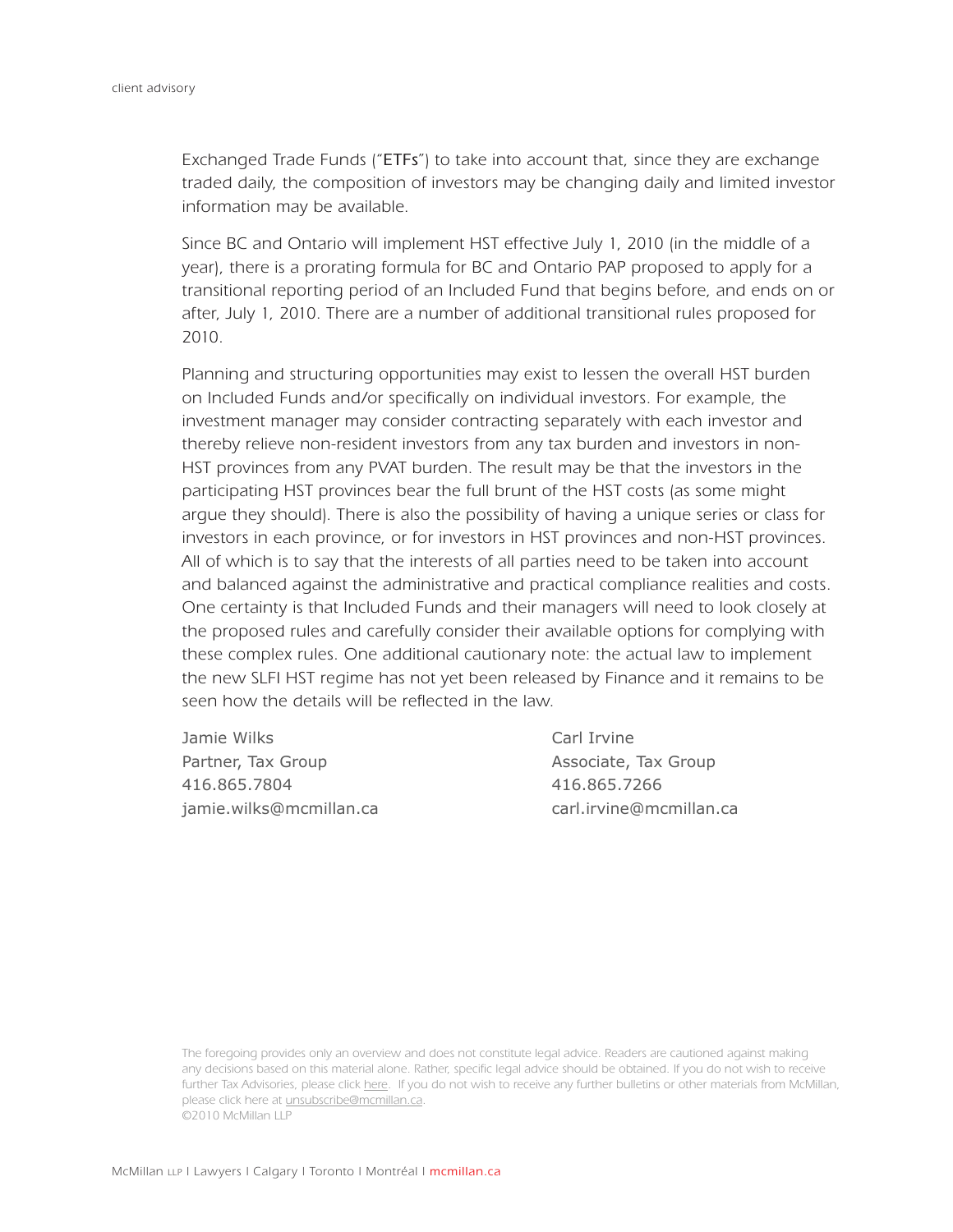Exchanged Trade Funds ("**ETFs**") to take into account that, since they are exchange traded daily, the composition of investors may be changing daily and limited investor information may be available.

Since BC and Ontario will implement HST effective July 1, 2010 (in the middle of a year), there is a prorating formula for BC and Ontario PAP proposed to apply for a transitional reporting period of an Included Fund that begins before, and ends on or after, July 1, 2010. There are a number of additional transitional rules proposed for 2010.

Planning and structuring opportunities may exist to lessen the overall HST burden on Included Funds and/or specifically on individual investors. For example, the investment manager may consider contracting separately with each investor and thereby relieve non-resident investors from any tax burden and investors in non-HST provinces from any PVAT burden. The result may be that the investors in the participating HST provinces bear the full brunt of the HST costs (as some might argue they should). There is also the possibility of having a unique series or class for investors in each province, or for investors in HST provinces and non-HST provinces. All of which is to say that the interests of all parties need to be taken into account and balanced against the administrative and practical compliance realities and costs. One certainty is that Included Funds and their managers will need to look closely at the proposed rules and carefully consider their available options for complying with these complex rules. One additional cautionary note: the actual law to implement the new SLFI HST regime has not yet been released by Finance and it remains to be seen how the details will be reflected in the law.

Jamie Wilks
Partner, Tax Group
416.865.7804
jamie.wilks@mcmillan.ca

Carl Irvine
Associate, Tax Group
416.865.7266
carl.irvine@mcmillan.ca

The foregoing provides only an overview and does not constitute legal advice. Readers are cautioned against making any decisions based on this material alone. Rather, specific legal advice should be obtained. If you do not wish to receive further Tax Advisories, please click here. If you do not wish to receive any further bulletins or other materials from McMillan, please click here at unsubscribe@mcmillan.ca.
©2010 McMillan LLP